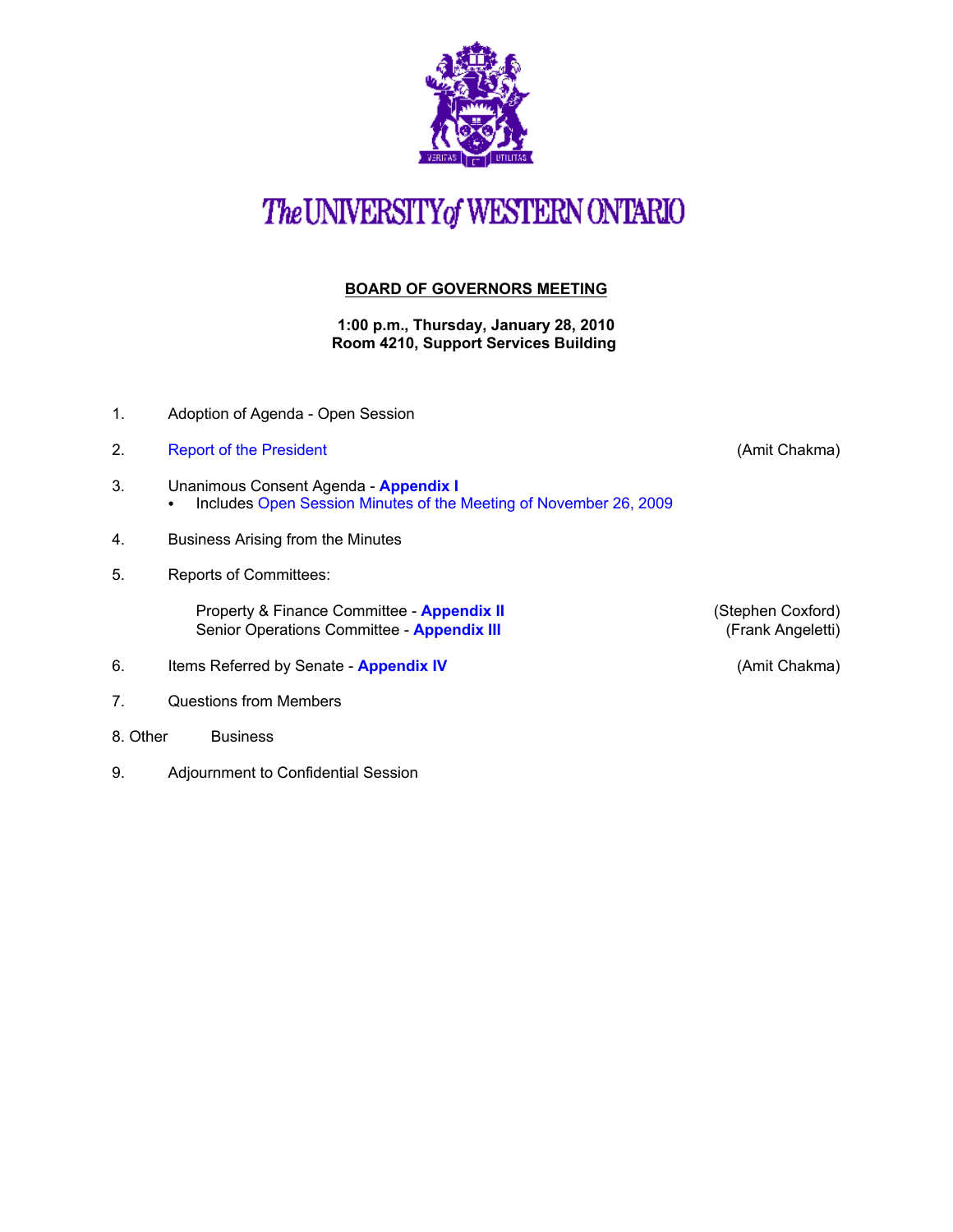# The UNIVERSITY of WESTERN ONTARIO

## BOARD OF GOVERNORS MEETING

**1:00 p.m., Thursday, January 28, 2010**
**Room 4210, Support Services Building**

1. Adoption of Agenda - Open Session
2. Report of the President (Amit Chakma)
3. Unanimous Consent Agenda - **Appendix I**
   - Includes Open Session Minutes of the Meeting of November 26, 2009
4. Business Arising from the Minutes
5. Reports of Committees:

   Property & Finance Committee - **Appendix II** (Stephen Coxford)
   Senior Operations Committee - **Appendix III** (Frank Angeletti)

6. Items Referred by Senate - **Appendix IV** (Amit Chakma)
7. Questions from Members
8. Other Business
9. Adjournment to Confidential Session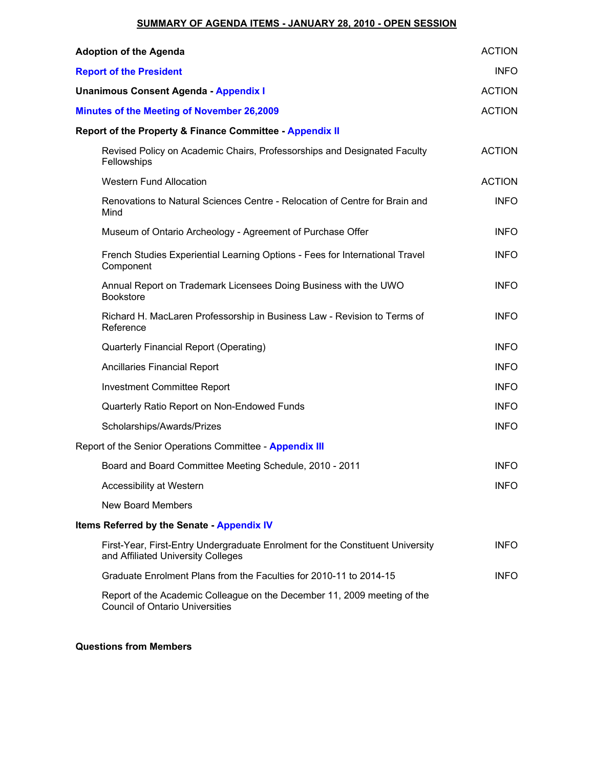## SUMMARY OF AGENDA ITEMS - JANUARY 28, 2010 - OPEN SESSION

| | |
|---|---|
| **Adoption of the Agenda** | ACTION |
| **Report of the President** | INFO |
| **Unanimous Consent Agenda - Appendix I** | ACTION |
| **Minutes of the Meeting of November 26,2009** | ACTION |
| **Report of the Property & Finance Committee - Appendix II** | |
| Revised Policy on Academic Chairs, Professorships and Designated Faculty Fellowships | ACTION |
| Western Fund Allocation | ACTION |
| Renovations to Natural Sciences Centre - Relocation of Centre for Brain and Mind | INFO |
| Museum of Ontario Archeology - Agreement of Purchase Offer | INFO |
| French Studies Experiential Learning Options - Fees for International Travel Component | INFO |
| Annual Report on Trademark Licensees Doing Business with the UWO Bookstore | INFO |
| Richard H. MacLaren Professorship in Business Law - Revision to Terms of Reference | INFO |
| Quarterly Financial Report (Operating) | INFO |
| Ancillaries Financial Report | INFO |
| Investment Committee Report | INFO |
| Quarterly Ratio Report on Non-Endowed Funds | INFO |
| Scholarships/Awards/Prizes | INFO |
| Report of the Senior Operations Committee - **Appendix III** | |
| Board and Board Committee Meeting Schedule, 2010 - 2011 | INFO |
| Accessibility at Western | INFO |
| New Board Members | |
| **Items Referred by the Senate - Appendix IV** | |
| First-Year, First-Entry Undergraduate Enrolment for the Constituent University and Affiliated University Colleges | INFO |
| Graduate Enrolment Plans from the Faculties for 2010-11 to 2014-15 | INFO |
| Report of the Academic Colleague on the December 11, 2009 meeting of the Council of Ontario Universities | |

**Questions from Members**